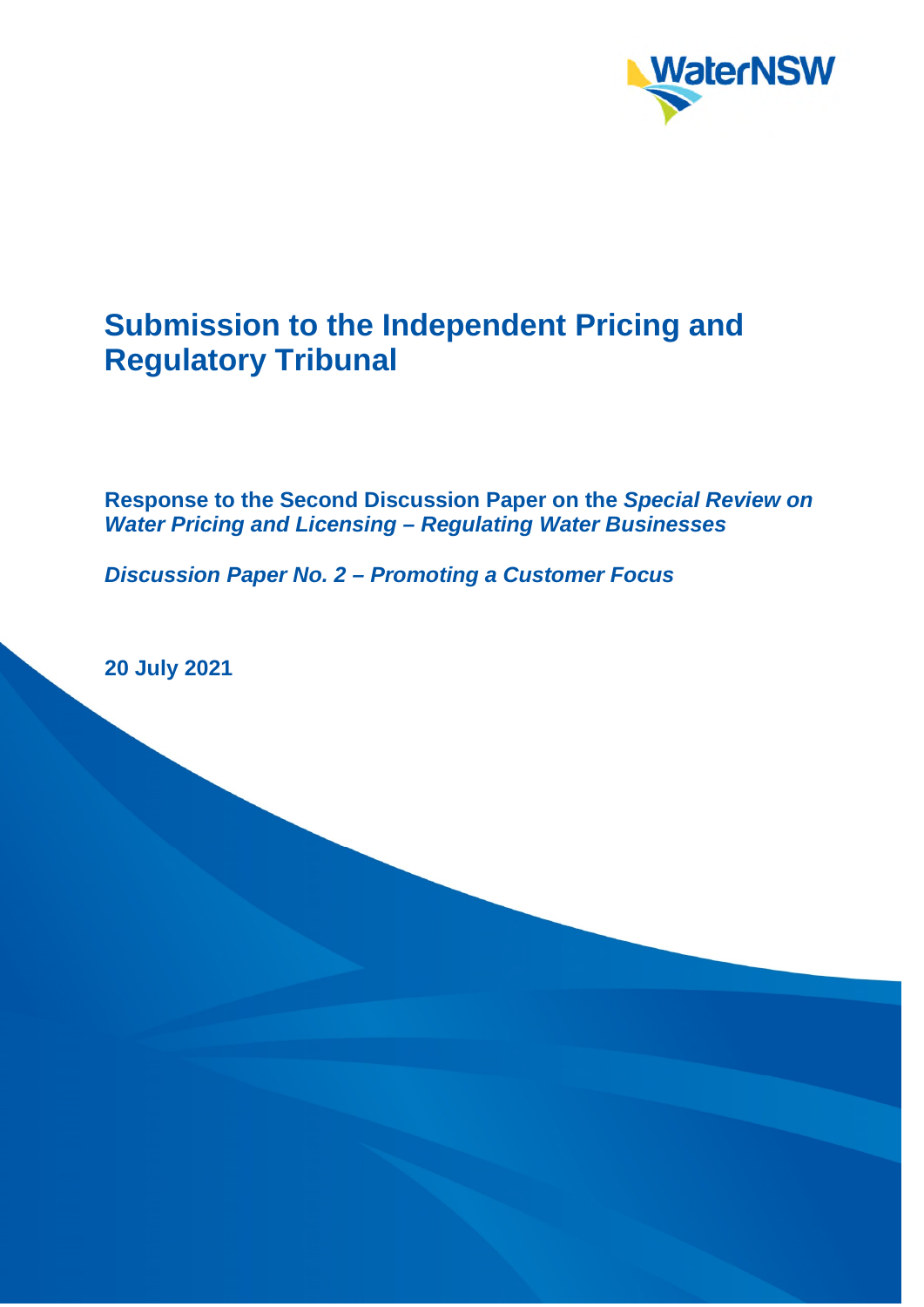# Submission to the Independent Pricing and Regulatory Tribunal

**Response to the Second Discussion Paper on the *Special Review on Water Pricing and Licensing – Regulating Water Businesses***

***Discussion Paper No. 2 – Promoting a Customer Focus***

**20 July 2021**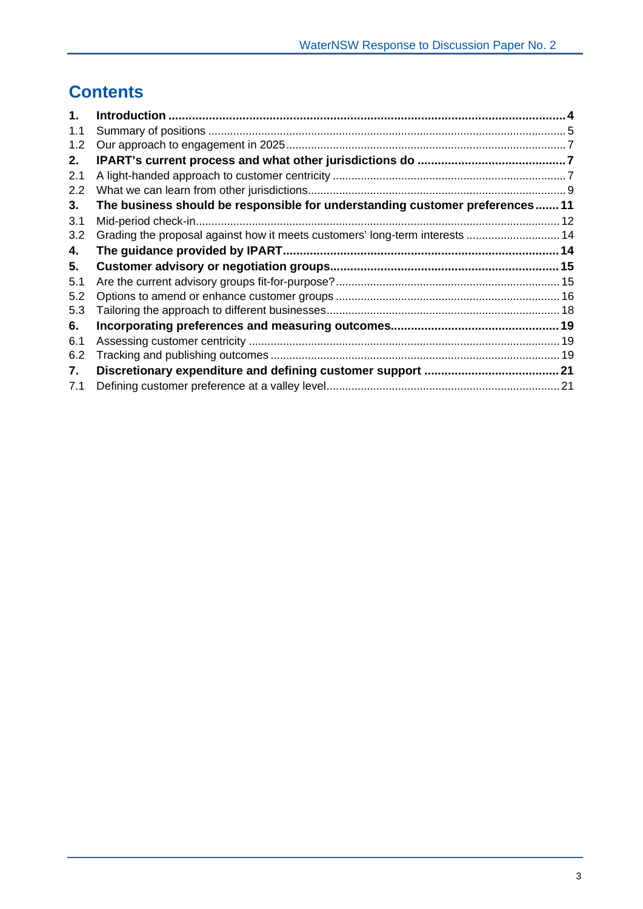# Contents

**1. Introduction .......... 4**

1.1 Summary of positions .......... 5

1.2 Our approach to engagement in 2025 .......... 7

**2. IPART's current process and what other jurisdictions do .......... 7**

2.1 A light-handed approach to customer centricity .......... 7

2.2 What we can learn from other jurisdictions .......... 9

**3. The business should be responsible for understanding customer preferences .......... 11**

3.1 Mid-period check-in .......... 12

3.2 Grading the proposal against how it meets customers' long-term interests .......... 14

**4. The guidance provided by IPART .......... 14**

**5. Customer advisory or negotiation groups .......... 15**

5.1 Are the current advisory groups fit-for-purpose? .......... 15

5.2 Options to amend or enhance customer groups .......... 16

5.3 Tailoring the approach to different businesses .......... 18

**6. Incorporating preferences and measuring outcomes .......... 19**

6.1 Assessing customer centricity .......... 19

6.2 Tracking and publishing outcomes .......... 19

**7. Discretionary expenditure and defining customer support .......... 21**

7.1 Defining customer preference at a valley level .......... 21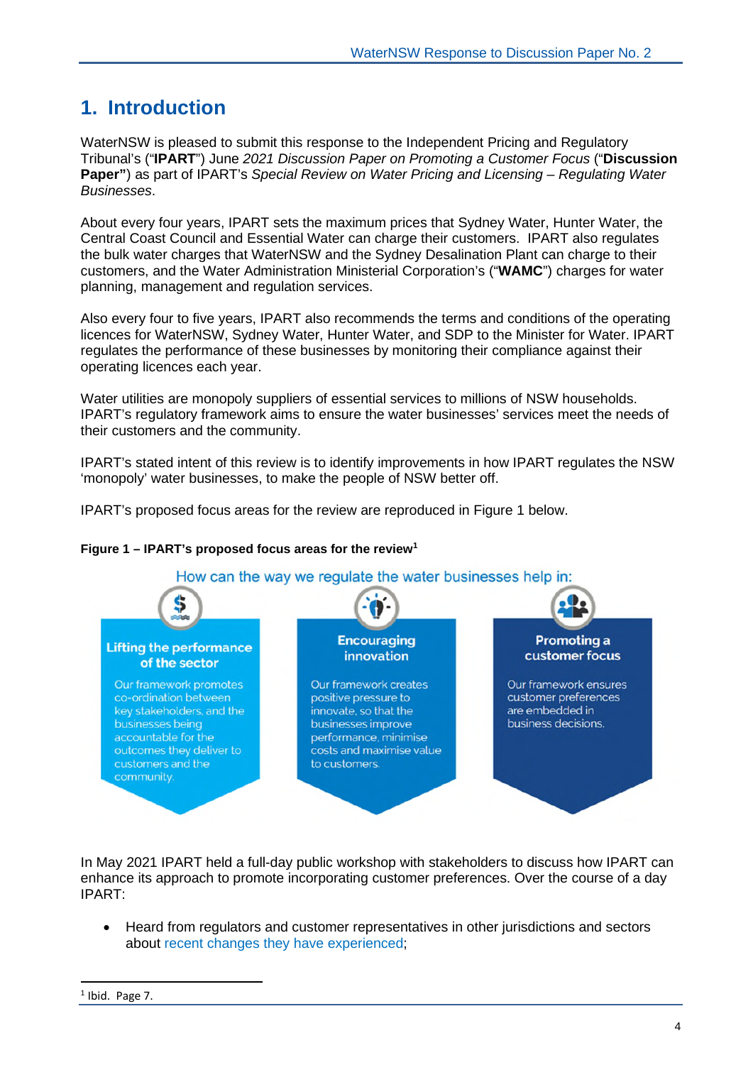# 1. Introduction

WaterNSW is pleased to submit this response to the Independent Pricing and Regulatory Tribunal's ("**IPART**") June *2021 Discussion Paper on Promoting a Customer Focus* ("**Discussion Paper"**) as part of IPART's *Special Review on Water Pricing and Licensing – Regulating Water Businesses*.

About every four years, IPART sets the maximum prices that Sydney Water, Hunter Water, the Central Coast Council and Essential Water can charge their customers. IPART also regulates the bulk water charges that WaterNSW and the Sydney Desalination Plant can charge to their customers, and the Water Administration Ministerial Corporation's ("**WAMC**") charges for water planning, management and regulation services.

Also every four to five years, IPART also recommends the terms and conditions of the operating licences for WaterNSW, Sydney Water, Hunter Water, and SDP to the Minister for Water. IPART regulates the performance of these businesses by monitoring their compliance against their operating licences each year.

Water utilities are monopoly suppliers of essential services to millions of NSW households. IPART's regulatory framework aims to ensure the water businesses' services meet the needs of their customers and the community.

IPART's stated intent of this review is to identify improvements in how IPART regulates the NSW 'monopoly' water businesses, to make the people of NSW better off.

IPART's proposed focus areas for the review are reproduced in Figure 1 below.

**Figure 1 – IPART's proposed focus areas for the review**[1]

How can the way we regulate the water businesses help in:

| Lifting the performance of the sector | Encouraging innovation | Promoting a customer focus |
|---|---|---|
| Our framework promotes co-ordination between key stakeholders, and the businesses being accountable for the outcomes they deliver to customers and the community. | Our framework creates positive pressure to innovate, so that the businesses improve performance, minimise costs and maximise value to customers. | Our framework ensures customer preferences are embedded in business decisions. |

In May 2021 IPART held a full-day public workshop with stakeholders to discuss how IPART can enhance its approach to promote incorporating customer preferences. Over the course of a day IPART:

- Heard from regulators and customer representatives in other jurisdictions and sectors about recent changes they have experienced;

[1] Ibid. Page 7.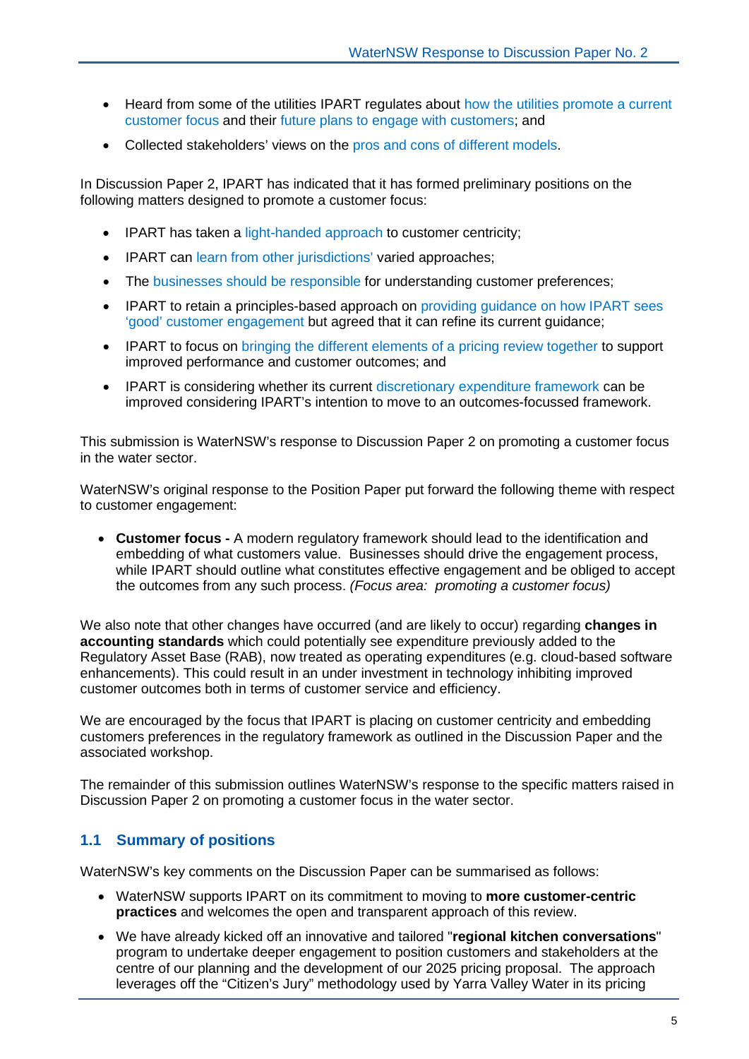- Heard from some of the utilities IPART regulates about how the utilities promote a current customer focus and their future plans to engage with customers; and
- Collected stakeholders' views on the pros and cons of different models.

In Discussion Paper 2, IPART has indicated that it has formed preliminary positions on the following matters designed to promote a customer focus:

- IPART has taken a light-handed approach to customer centricity;
- IPART can learn from other jurisdictions' varied approaches;
- The businesses should be responsible for understanding customer preferences;
- IPART to retain a principles-based approach on providing guidance on how IPART sees 'good' customer engagement but agreed that it can refine its current guidance;
- IPART to focus on bringing the different elements of a pricing review together to support improved performance and customer outcomes; and
- IPART is considering whether its current discretionary expenditure framework can be improved considering IPART's intention to move to an outcomes-focussed framework.

This submission is WaterNSW's response to Discussion Paper 2 on promoting a customer focus in the water sector.

WaterNSW's original response to the Position Paper put forward the following theme with respect to customer engagement:

- **Customer focus -** A modern regulatory framework should lead to the identification and embedding of what customers value. Businesses should drive the engagement process, while IPART should outline what constitutes effective engagement and be obliged to accept the outcomes from any such process. *(Focus area: promoting a customer focus)*

We also note that other changes have occurred (and are likely to occur) regarding **changes in accounting standards** which could potentially see expenditure previously added to the Regulatory Asset Base (RAB), now treated as operating expenditures (e.g. cloud-based software enhancements). This could result in an under investment in technology inhibiting improved customer outcomes both in terms of customer service and efficiency.

We are encouraged by the focus that IPART is placing on customer centricity and embedding customers preferences in the regulatory framework as outlined in the Discussion Paper and the associated workshop.

The remainder of this submission outlines WaterNSW's response to the specific matters raised in Discussion Paper 2 on promoting a customer focus in the water sector.

## 1.1 Summary of positions

WaterNSW's key comments on the Discussion Paper can be summarised as follows:

- WaterNSW supports IPART on its commitment to moving to **more customer-centric practices** and welcomes the open and transparent approach of this review.
- We have already kicked off an innovative and tailored "**regional kitchen conversations**" program to undertake deeper engagement to position customers and stakeholders at the centre of our planning and the development of our 2025 pricing proposal. The approach leverages off the "Citizen's Jury" methodology used by Yarra Valley Water in its pricing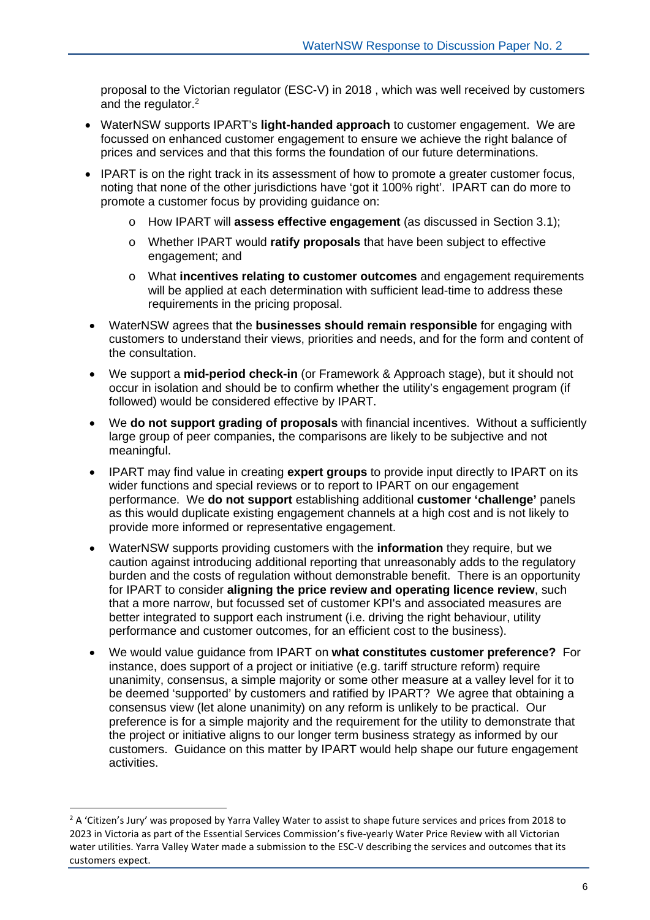proposal to the Victorian regulator (ESC-V) in 2018 , which was well received by customers and the regulator.[2]

- WaterNSW supports IPART's **light-handed approach** to customer engagement. We are focussed on enhanced customer engagement to ensure we achieve the right balance of prices and services and that this forms the foundation of our future determinations.
- IPART is on the right track in its assessment of how to promote a greater customer focus, noting that none of the other jurisdictions have 'got it 100% right'. IPART can do more to promote a customer focus by providing guidance on:
  - How IPART will **assess effective engagement** (as discussed in Section 3.1);
  - Whether IPART would **ratify proposals** that have been subject to effective engagement; and
  - What **incentives relating to customer outcomes** and engagement requirements will be applied at each determination with sufficient lead-time to address these requirements in the pricing proposal.
- WaterNSW agrees that the **businesses should remain responsible** for engaging with customers to understand their views, priorities and needs, and for the form and content of the consultation.
- We support a **mid-period check-in** (or Framework & Approach stage), but it should not occur in isolation and should be to confirm whether the utility's engagement program (if followed) would be considered effective by IPART.
- We **do not support grading of proposals** with financial incentives. Without a sufficiently large group of peer companies, the comparisons are likely to be subjective and not meaningful.
- IPART may find value in creating **expert groups** to provide input directly to IPART on its wider functions and special reviews or to report to IPART on our engagement performance. We **do not support** establishing additional **customer 'challenge'** panels as this would duplicate existing engagement channels at a high cost and is not likely to provide more informed or representative engagement.
- WaterNSW supports providing customers with the **information** they require, but we caution against introducing additional reporting that unreasonably adds to the regulatory burden and the costs of regulation without demonstrable benefit. There is an opportunity for IPART to consider **aligning the price review and operating licence review**, such that a more narrow, but focussed set of customer KPI's and associated measures are better integrated to support each instrument (i.e. driving the right behaviour, utility performance and customer outcomes, for an efficient cost to the business).
- We would value guidance from IPART on **what constitutes customer preference?** For instance, does support of a project or initiative (e.g. tariff structure reform) require unanimity, consensus, a simple majority or some other measure at a valley level for it to be deemed 'supported' by customers and ratified by IPART? We agree that obtaining a consensus view (let alone unanimity) on any reform is unlikely to be practical. Our preference is for a simple majority and the requirement for the utility to demonstrate that the project or initiative aligns to our longer term business strategy as informed by our customers. Guidance on this matter by IPART would help shape our future engagement activities.

---

[2] A 'Citizen's Jury' was proposed by Yarra Valley Water to assist to shape future services and prices from 2018 to 2023 in Victoria as part of the Essential Services Commission's five-yearly Water Price Review with all Victorian water utilities. Yarra Valley Water made a submission to the ESC-V describing the services and outcomes that its customers expect.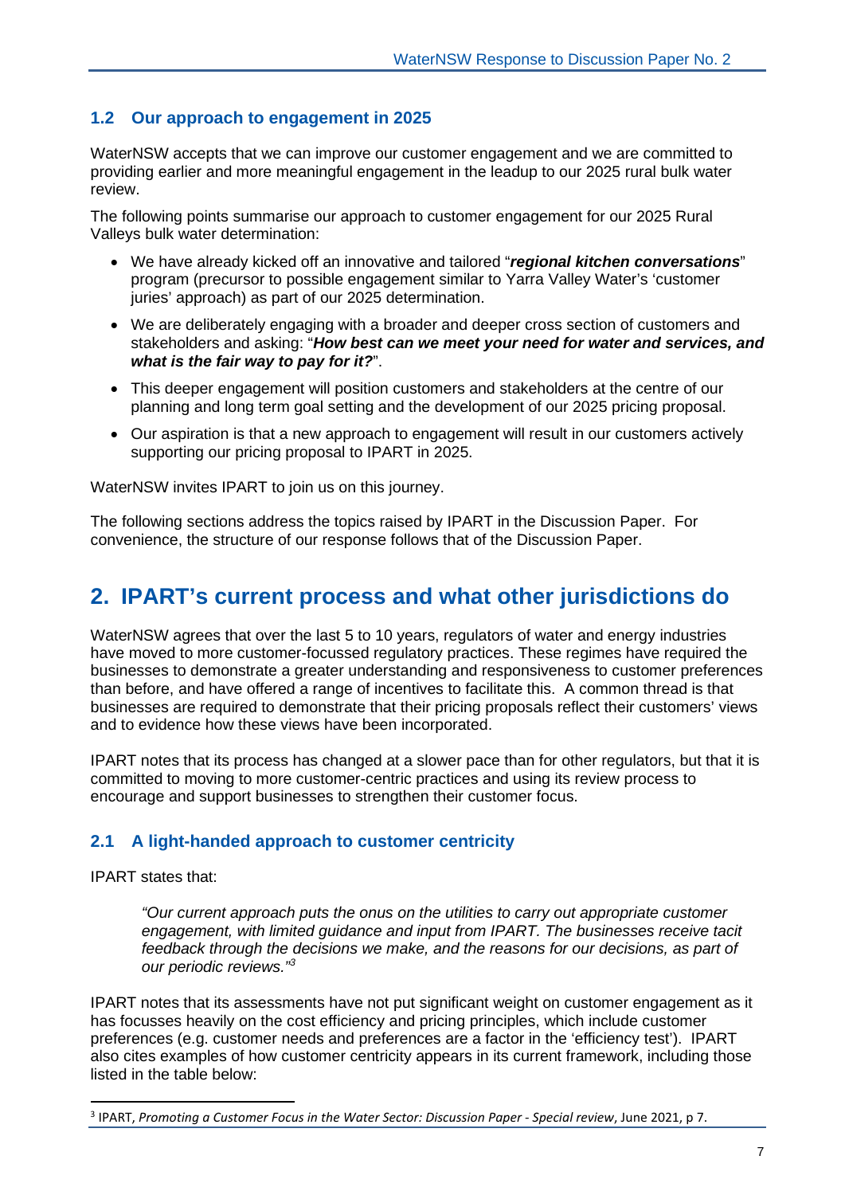### 1.2 Our approach to engagement in 2025

WaterNSW accepts that we can improve our customer engagement and we are committed to providing earlier and more meaningful engagement in the leadup to our 2025 rural bulk water review.

The following points summarise our approach to customer engagement for our 2025 Rural Valleys bulk water determination:

- We have already kicked off an innovative and tailored "***regional kitchen conversations***" program (precursor to possible engagement similar to Yarra Valley Water's 'customer juries' approach) as part of our 2025 determination.
- We are deliberately engaging with a broader and deeper cross section of customers and stakeholders and asking: "***How best can we meet your need for water and services, and what is the fair way to pay for it?***".
- This deeper engagement will position customers and stakeholders at the centre of our planning and long term goal setting and the development of our 2025 pricing proposal.
- Our aspiration is that a new approach to engagement will result in our customers actively supporting our pricing proposal to IPART in 2025.

WaterNSW invites IPART to join us on this journey.

The following sections address the topics raised by IPART in the Discussion Paper. For convenience, the structure of our response follows that of the Discussion Paper.

## 2. IPART's current process and what other jurisdictions do

WaterNSW agrees that over the last 5 to 10 years, regulators of water and energy industries have moved to more customer-focussed regulatory practices. These regimes have required the businesses to demonstrate a greater understanding and responsiveness to customer preferences than before, and have offered a range of incentives to facilitate this. A common thread is that businesses are required to demonstrate that their pricing proposals reflect their customers' views and to evidence how these views have been incorporated.

IPART notes that its process has changed at a slower pace than for other regulators, but that it is committed to moving to more customer-centric practices and using its review process to encourage and support businesses to strengthen their customer focus.

### 2.1 A light-handed approach to customer centricity

IPART states that:

> *"Our current approach puts the onus on the utilities to carry out appropriate customer engagement, with limited guidance and input from IPART. The businesses receive tacit feedback through the decisions we make, and the reasons for our decisions, as part of our periodic reviews."*[3]

IPART notes that its assessments have not put significant weight on customer engagement as it has focusses heavily on the cost efficiency and pricing principles, which include customer preferences (e.g. customer needs and preferences are a factor in the 'efficiency test'). IPART also cites examples of how customer centricity appears in its current framework, including those listed in the table below:

---

[3] IPART, *Promoting a Customer Focus in the Water Sector: Discussion Paper - Special review*, June 2021, p 7.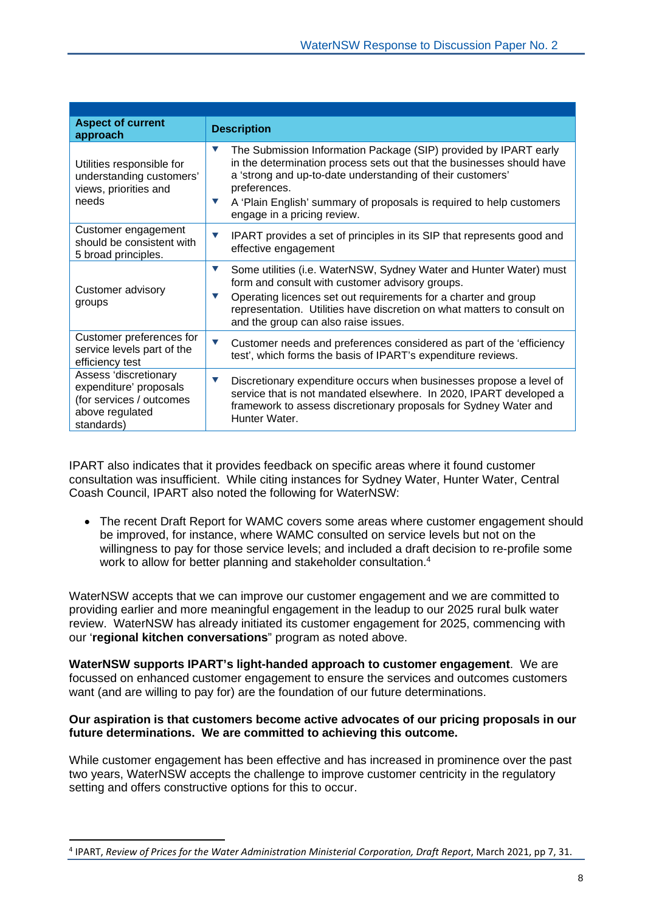| Aspect of current approach | Description |
|---|---|
| Utilities responsible for understanding customers' views, priorities and needs | ▼ The Submission Information Package (SIP) provided by IPART early in the determination process sets out that the businesses should have a 'strong and up-to-date understanding of their customers' preferences.<br>▼ A 'Plain English' summary of proposals is required to help customers engage in a pricing review. |
| Customer engagement should be consistent with 5 broad principles. | ▼ IPART provides a set of principles in its SIP that represents good and effective engagement |
| Customer advisory groups | ▼ Some utilities (i.e. WaterNSW, Sydney Water and Hunter Water) must form and consult with customer advisory groups.<br>▼ Operating licences set out requirements for a charter and group representation. Utilities have discretion on what matters to consult on and the group can also raise issues. |
| Customer preferences for service levels part of the efficiency test | ▼ Customer needs and preferences considered as part of the 'efficiency test', which forms the basis of IPART's expenditure reviews. |
| Assess 'discretionary expenditure' proposals (for services / outcomes above regulated standards) | ▼ Discretionary expenditure occurs when businesses propose a level of service that is not mandated elsewhere. In 2020, IPART developed a framework to assess discretionary proposals for Sydney Water and Hunter Water. |

IPART also indicates that it provides feedback on specific areas where it found customer consultation was insufficient. While citing instances for Sydney Water, Hunter Water, Central Coash Council, IPART also noted the following for WaterNSW:

- The recent Draft Report for WAMC covers some areas where customer engagement should be improved, for instance, where WAMC consulted on service levels but not on the willingness to pay for those service levels; and included a draft decision to re-profile some work to allow for better planning and stakeholder consultation.[4]

WaterNSW accepts that we can improve our customer engagement and we are committed to providing earlier and more meaningful engagement in the leadup to our 2025 rural bulk water review. WaterNSW has already initiated its customer engagement for 2025, commencing with our '**regional kitchen conversations**" program as noted above.

**WaterNSW supports IPART's light-handed approach to customer engagement**. We are focussed on enhanced customer engagement to ensure the services and outcomes customers want (and are willing to pay for) are the foundation of our future determinations.

**Our aspiration is that customers become active advocates of our pricing proposals in our future determinations. We are committed to achieving this outcome.**

While customer engagement has been effective and has increased in prominence over the past two years, WaterNSW accepts the challenge to improve customer centricity in the regulatory setting and offers constructive options for this to occur.

---

[4] IPART, *Review of Prices for the Water Administration Ministerial Corporation, Draft Report*, March 2021, pp 7, 31.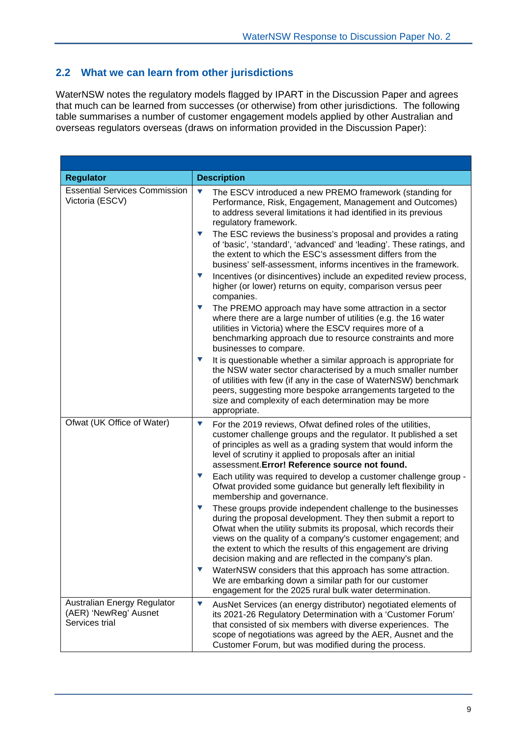## 2.2 What we can learn from other jurisdictions

WaterNSW notes the regulatory models flagged by IPART in the Discussion Paper and agrees that much can be learned from successes (or otherwise) from other jurisdictions. The following table summarises a number of customer engagement models applied by other Australian and overseas regulators overseas (draws on information provided in the Discussion Paper):

| Regulator | Description |
|---|---|
| Essential Services Commission Victoria (ESCV) | ▼ The ESCV introduced a new PREMO framework (standing for Performance, Risk, Engagement, Management and Outcomes) to address several limitations it had identified in its previous regulatory framework.<br>▼ The ESC reviews the business's proposal and provides a rating of 'basic', 'standard', 'advanced' and 'leading'. These ratings, and the extent to which the ESC's assessment differs from the business' self-assessment, informs incentives in the framework.<br>▼ Incentives (or disincentives) include an expedited review process, higher (or lower) returns on equity, comparison versus peer companies.<br>▼ The PREMO approach may have some attraction in a sector where there are a large number of utilities (e.g. the 16 water utilities in Victoria) where the ESCV requires more of a benchmarking approach due to resource constraints and more businesses to compare.<br>▼ It is questionable whether a similar approach is appropriate for the NSW water sector characterised by a much smaller number of utilities with few (if any in the case of WaterNSW) benchmark peers, suggesting more bespoke arrangements targeted to the size and complexity of each determination may be more appropriate. |
| Ofwat (UK Office of Water) | ▼ For the 2019 reviews, Ofwat defined roles of the utilities, customer challenge groups and the regulator. It published a set of principles as well as a grading system that would inform the level of scrutiny it applied to proposals after an initial assessment.**Error! Reference source not found.**<br>▼ Each utility was required to develop a customer challenge group - Ofwat provided some guidance but generally left flexibility in membership and governance.<br>▼ These groups provide independent challenge to the businesses during the proposal development. They then submit a report to Ofwat when the utility submits its proposal, which records their views on the quality of a company's customer engagement; and the extent to which the results of this engagement are driving decision making and are reflected in the company's plan.<br>▼ WaterNSW considers that this approach has some attraction. We are embarking down a similar path for our customer engagement for the 2025 rural bulk water determination. |
| Australian Energy Regulator (AER) 'NewReg' Ausnet Services trial | ▼ AusNet Services (an energy distributor) negotiated elements of its 2021-26 Regulatory Determination with a 'Customer Forum' that consisted of six members with diverse experiences. The scope of negotiations was agreed by the AER, Ausnet and the Customer Forum, but was modified during the process. |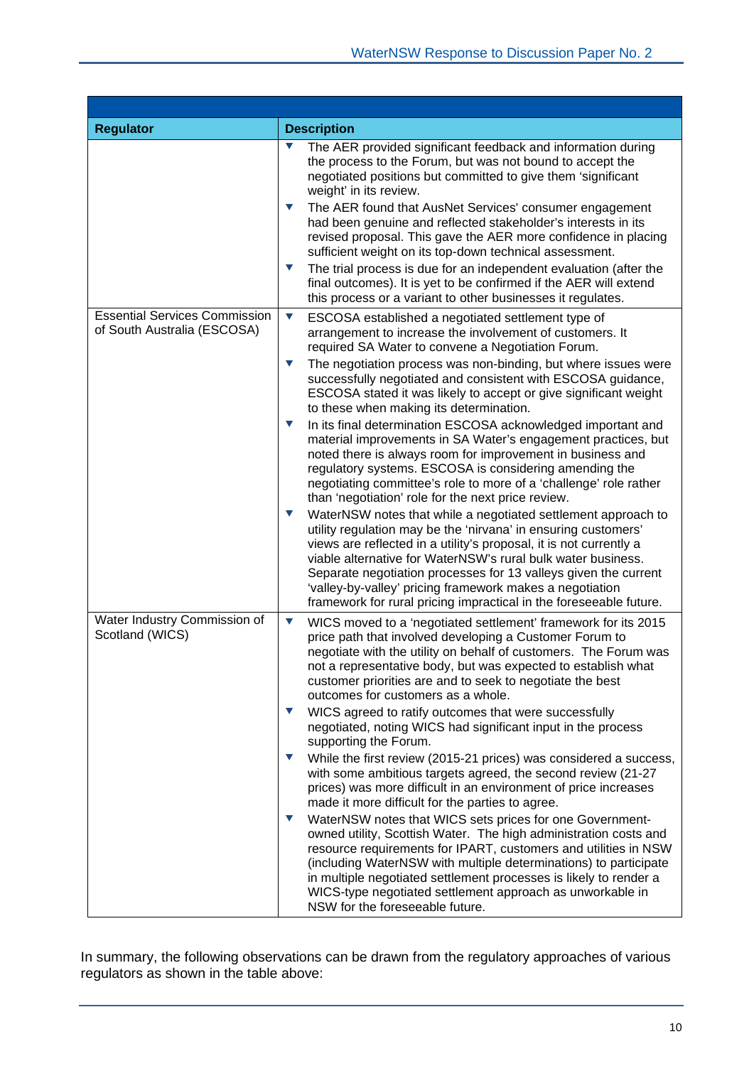| Regulator | Description |
|---|---|
| | ▼ The AER provided significant feedback and information during the process to the Forum, but was not bound to accept the negotiated positions but committed to give them 'significant weight' in its review.<br>▼ The AER found that AusNet Services' consumer engagement had been genuine and reflected stakeholder's interests in its revised proposal. This gave the AER more confidence in placing sufficient weight on its top-down technical assessment.<br>▼ The trial process is due for an independent evaluation (after the final outcomes). It is yet to be confirmed if the AER will extend this process or a variant to other businesses it regulates. |
| Essential Services Commission of South Australia (ESCOSA) | ▼ ESCOSA established a negotiated settlement type of arrangement to increase the involvement of customers. It required SA Water to convene a Negotiation Forum.<br>▼ The negotiation process was non-binding, but where issues were successfully negotiated and consistent with ESCOSA guidance, ESCOSA stated it was likely to accept or give significant weight to these when making its determination.<br>▼ In its final determination ESCOSA acknowledged important and material improvements in SA Water's engagement practices, but noted there is always room for improvement in business and regulatory systems. ESCOSA is considering amending the negotiating committee's role to more of a 'challenge' role rather than 'negotiation' role for the next price review.<br>▼ WaterNSW notes that while a negotiated settlement approach to utility regulation may be the 'nirvana' in ensuring customers' views are reflected in a utility's proposal, it is not currently a viable alternative for WaterNSW's rural bulk water business. Separate negotiation processes for 13 valleys given the current 'valley-by-valley' pricing framework makes a negotiation framework for rural pricing impractical in the foreseeable future. |
| Water Industry Commission of Scotland (WICS) | ▼ WICS moved to a 'negotiated settlement' framework for its 2015 price path that involved developing a Customer Forum to negotiate with the utility on behalf of customers. The Forum was not a representative body, but was expected to establish what customer priorities are and to seek to negotiate the best outcomes for customers as a whole.<br>▼ WICS agreed to ratify outcomes that were successfully negotiated, noting WICS had significant input in the process supporting the Forum.<br>▼ While the first review (2015-21 prices) was considered a success, with some ambitious targets agreed, the second review (21-27 prices) was more difficult in an environment of price increases made it more difficult for the parties to agree.<br>▼ WaterNSW notes that WICS sets prices for one Government-owned utility, Scottish Water. The high administration costs and resource requirements for IPART, customers and utilities in NSW (including WaterNSW with multiple determinations) to participate in multiple negotiated settlement processes is likely to render a WICS-type negotiated settlement approach as unworkable in NSW for the foreseeable future. |

In summary, the following observations can be drawn from the regulatory approaches of various regulators as shown in the table above: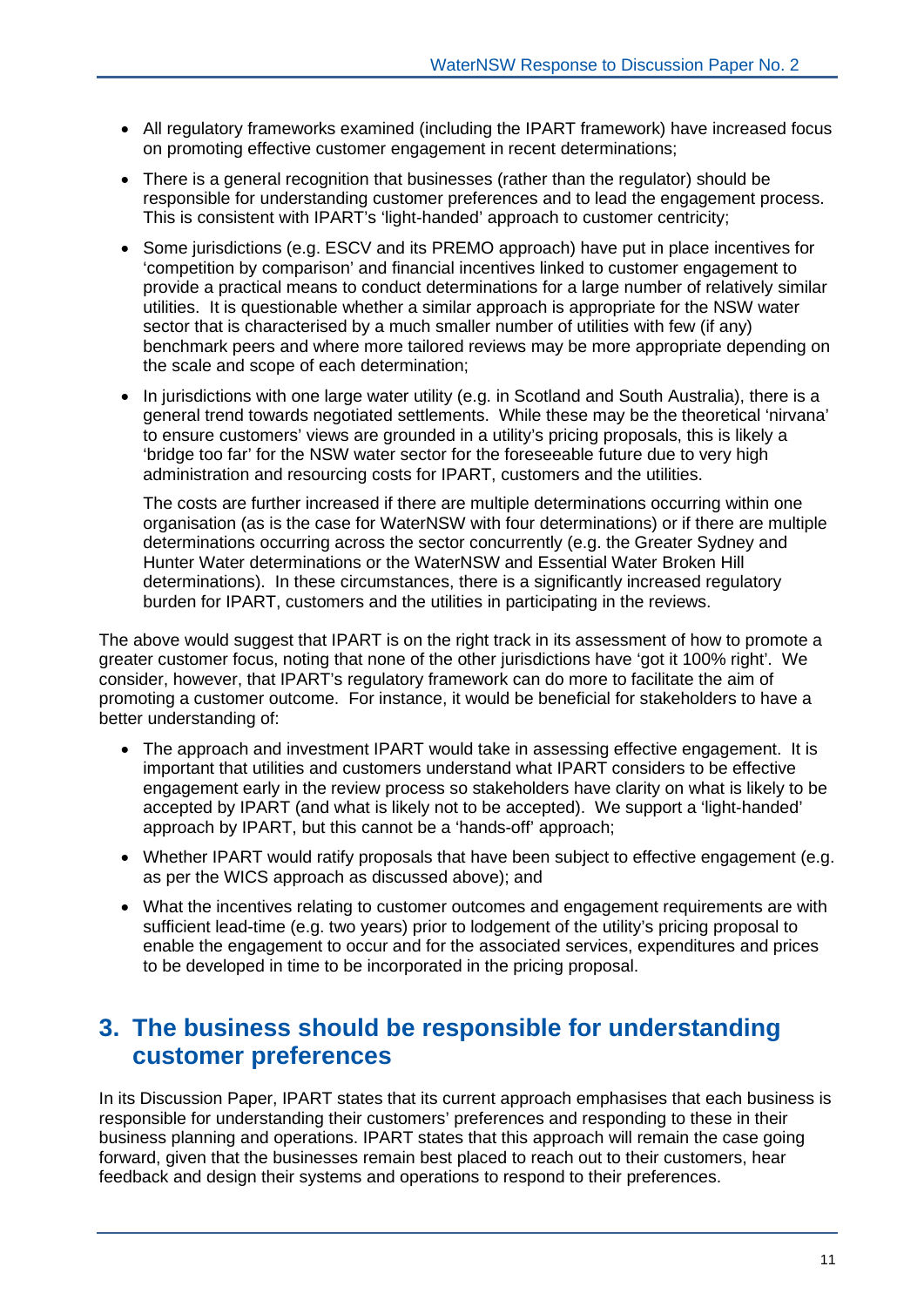- All regulatory frameworks examined (including the IPART framework) have increased focus on promoting effective customer engagement in recent determinations;
- There is a general recognition that businesses (rather than the regulator) should be responsible for understanding customer preferences and to lead the engagement process. This is consistent with IPART's 'light-handed' approach to customer centricity;
- Some jurisdictions (e.g. ESCV and its PREMO approach) have put in place incentives for 'competition by comparison' and financial incentives linked to customer engagement to provide a practical means to conduct determinations for a large number of relatively similar utilities. It is questionable whether a similar approach is appropriate for the NSW water sector that is characterised by a much smaller number of utilities with few (if any) benchmark peers and where more tailored reviews may be more appropriate depending on the scale and scope of each determination;
- In jurisdictions with one large water utility (e.g. in Scotland and South Australia), there is a general trend towards negotiated settlements. While these may be the theoretical 'nirvana' to ensure customers' views are grounded in a utility's pricing proposals, this is likely a 'bridge too far' for the NSW water sector for the foreseeable future due to very high administration and resourcing costs for IPART, customers and the utilities.

  The costs are further increased if there are multiple determinations occurring within one organisation (as is the case for WaterNSW with four determinations) or if there are multiple determinations occurring across the sector concurrently (e.g. the Greater Sydney and Hunter Water determinations or the WaterNSW and Essential Water Broken Hill determinations). In these circumstances, there is a significantly increased regulatory burden for IPART, customers and the utilities in participating in the reviews.

The above would suggest that IPART is on the right track in its assessment of how to promote a greater customer focus, noting that none of the other jurisdictions have 'got it 100% right'. We consider, however, that IPART's regulatory framework can do more to facilitate the aim of promoting a customer outcome. For instance, it would be beneficial for stakeholders to have a better understanding of:

- The approach and investment IPART would take in assessing effective engagement. It is important that utilities and customers understand what IPART considers to be effective engagement early in the review process so stakeholders have clarity on what is likely to be accepted by IPART (and what is likely not to be accepted). We support a 'light-handed' approach by IPART, but this cannot be a 'hands-off' approach;
- Whether IPART would ratify proposals that have been subject to effective engagement (e.g. as per the WICS approach as discussed above); and
- What the incentives relating to customer outcomes and engagement requirements are with sufficient lead-time (e.g. two years) prior to lodgement of the utility's pricing proposal to enable the engagement to occur and for the associated services, expenditures and prices to be developed in time to be incorporated in the pricing proposal.

## 3. The business should be responsible for understanding customer preferences

In its Discussion Paper, IPART states that its current approach emphasises that each business is responsible for understanding their customers' preferences and responding to these in their business planning and operations. IPART states that this approach will remain the case going forward, given that the businesses remain best placed to reach out to their customers, hear feedback and design their systems and operations to respond to their preferences.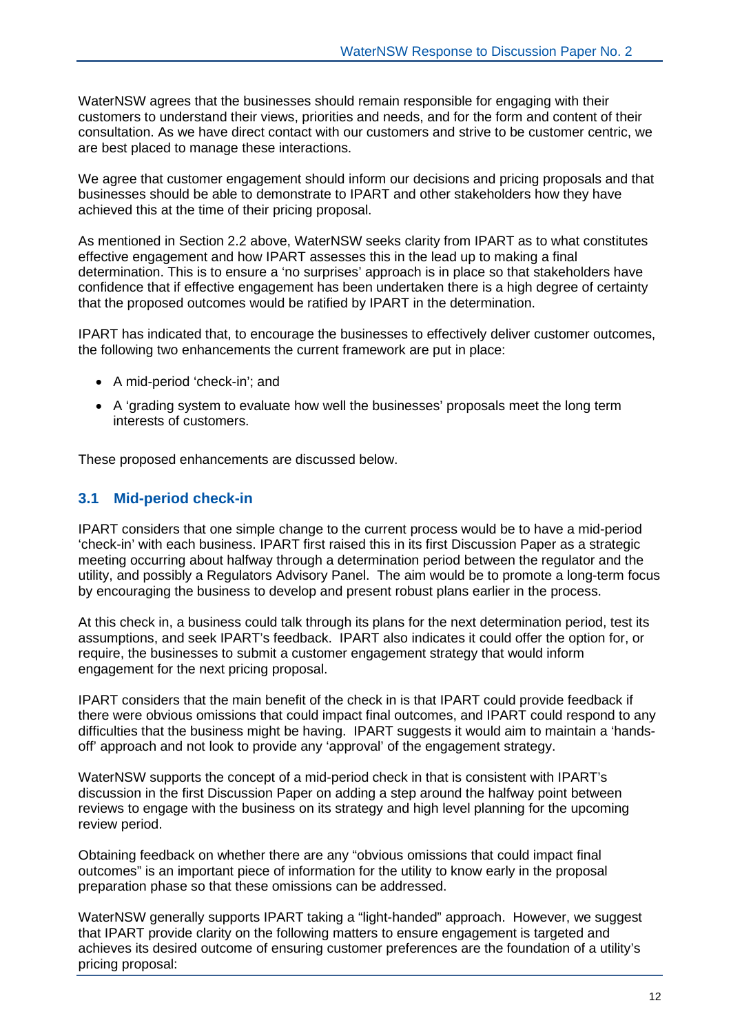WaterNSW agrees that the businesses should remain responsible for engaging with their customers to understand their views, priorities and needs, and for the form and content of their consultation. As we have direct contact with our customers and strive to be customer centric, we are best placed to manage these interactions.

We agree that customer engagement should inform our decisions and pricing proposals and that businesses should be able to demonstrate to IPART and other stakeholders how they have achieved this at the time of their pricing proposal.

As mentioned in Section 2.2 above, WaterNSW seeks clarity from IPART as to what constitutes effective engagement and how IPART assesses this in the lead up to making a final determination. This is to ensure a 'no surprises' approach is in place so that stakeholders have confidence that if effective engagement has been undertaken there is a high degree of certainty that the proposed outcomes would be ratified by IPART in the determination.

IPART has indicated that, to encourage the businesses to effectively deliver customer outcomes, the following two enhancements the current framework are put in place:

- A mid-period 'check-in'; and
- A 'grading system to evaluate how well the businesses' proposals meet the long term interests of customers.

These proposed enhancements are discussed below.

## 3.1 Mid-period check-in

IPART considers that one simple change to the current process would be to have a mid-period 'check-in' with each business. IPART first raised this in its first Discussion Paper as a strategic meeting occurring about halfway through a determination period between the regulator and the utility, and possibly a Regulators Advisory Panel. The aim would be to promote a long-term focus by encouraging the business to develop and present robust plans earlier in the process.

At this check in, a business could talk through its plans for the next determination period, test its assumptions, and seek IPART's feedback. IPART also indicates it could offer the option for, or require, the businesses to submit a customer engagement strategy that would inform engagement for the next pricing proposal.

IPART considers that the main benefit of the check in is that IPART could provide feedback if there were obvious omissions that could impact final outcomes, and IPART could respond to any difficulties that the business might be having. IPART suggests it would aim to maintain a 'hands-off' approach and not look to provide any 'approval' of the engagement strategy.

WaterNSW supports the concept of a mid-period check in that is consistent with IPART's discussion in the first Discussion Paper on adding a step around the halfway point between reviews to engage with the business on its strategy and high level planning for the upcoming review period.

Obtaining feedback on whether there are any "obvious omissions that could impact final outcomes" is an important piece of information for the utility to know early in the proposal preparation phase so that these omissions can be addressed.

WaterNSW generally supports IPART taking a "light-handed" approach. However, we suggest that IPART provide clarity on the following matters to ensure engagement is targeted and achieves its desired outcome of ensuring customer preferences are the foundation of a utility's pricing proposal: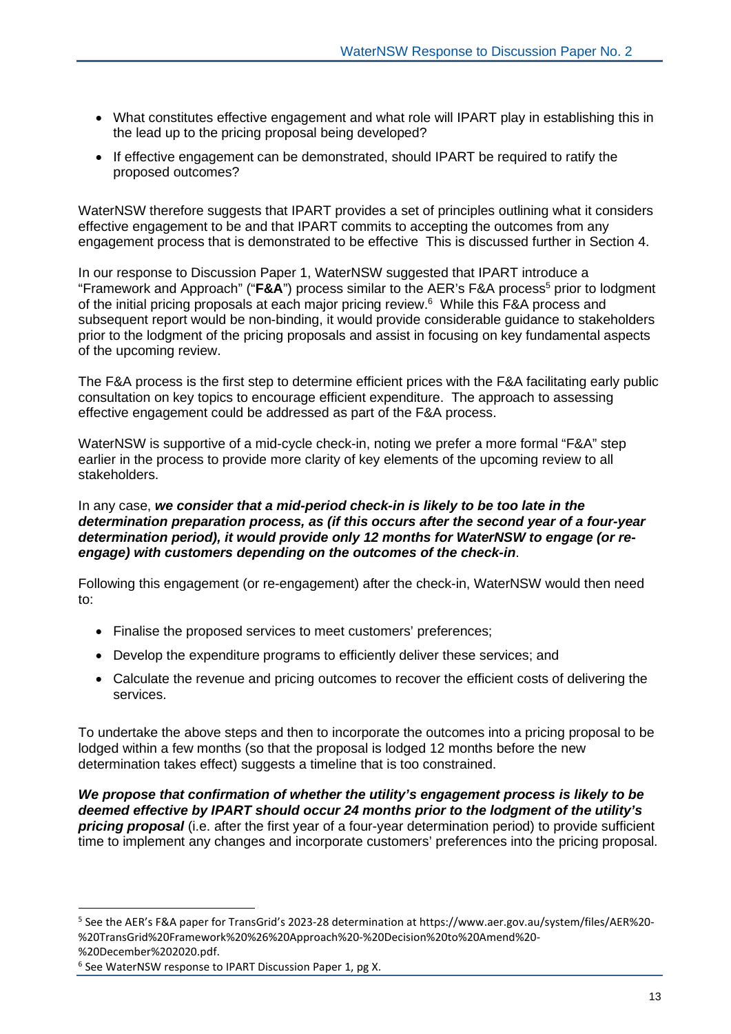- What constitutes effective engagement and what role will IPART play in establishing this in the lead up to the pricing proposal being developed?
- If effective engagement can be demonstrated, should IPART be required to ratify the proposed outcomes?

WaterNSW therefore suggests that IPART provides a set of principles outlining what it considers effective engagement to be and that IPART commits to accepting the outcomes from any engagement process that is demonstrated to be effective This is discussed further in Section 4.

In our response to Discussion Paper 1, WaterNSW suggested that IPART introduce a "Framework and Approach" ("**F&A**") process similar to the AER's F&A process[5] prior to lodgment of the initial pricing proposals at each major pricing review.[6] While this F&A process and subsequent report would be non-binding, it would provide considerable guidance to stakeholders prior to the lodgment of the pricing proposals and assist in focusing on key fundamental aspects of the upcoming review.

The F&A process is the first step to determine efficient prices with the F&A facilitating early public consultation on key topics to encourage efficient expenditure. The approach to assessing effective engagement could be addressed as part of the F&A process.

WaterNSW is supportive of a mid-cycle check-in, noting we prefer a more formal "F&A" step earlier in the process to provide more clarity of key elements of the upcoming review to all stakeholders.

In any case, ***we consider that a mid-period check-in is likely to be too late in the determination preparation process, as (if this occurs after the second year of a four-year determination period), it would provide only 12 months for WaterNSW to engage (or re-engage) with customers depending on the outcomes of the check-in***.

Following this engagement (or re-engagement) after the check-in, WaterNSW would then need to:

- Finalise the proposed services to meet customers' preferences;
- Develop the expenditure programs to efficiently deliver these services; and
- Calculate the revenue and pricing outcomes to recover the efficient costs of delivering the services.

To undertake the above steps and then to incorporate the outcomes into a pricing proposal to be lodged within a few months (so that the proposal is lodged 12 months before the new determination takes effect) suggests a timeline that is too constrained.

***We propose that confirmation of whether the utility's engagement process is likely to be deemed effective by IPART should occur 24 months prior to the lodgment of the utility's pricing proposal*** (i.e. after the first year of a four-year determination period) to provide sufficient time to implement any changes and incorporate customers' preferences into the pricing proposal.

---

[5] See the AER's F&A paper for TransGrid's 2023-28 determination at https://www.aer.gov.au/system/files/AER%20-%20TransGrid%20Framework%20%26%20Approach%20-%20Decision%20to%20Amend%20-%20December%202020.pdf.

[6] See WaterNSW response to IPART Discussion Paper 1, pg X.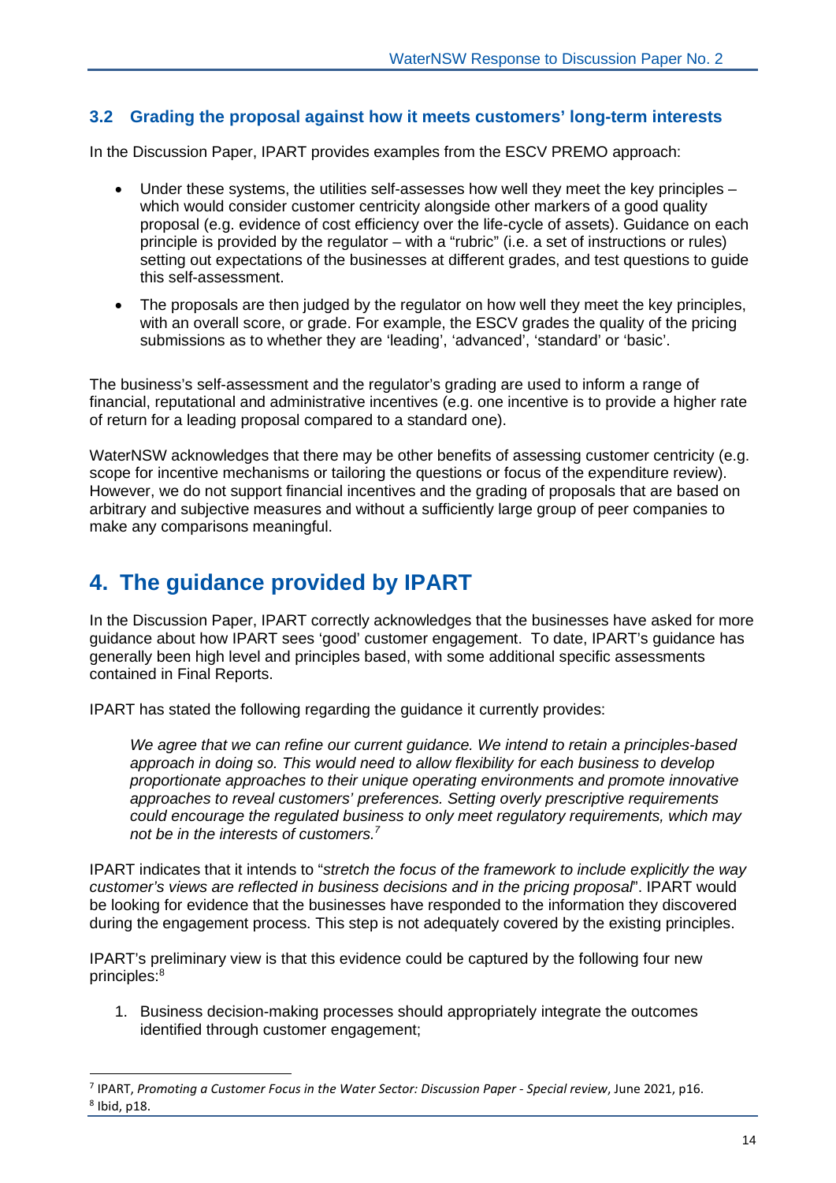### 3.2 Grading the proposal against how it meets customers' long-term interests

In the Discussion Paper, IPART provides examples from the ESCV PREMO approach:

- Under these systems, the utilities self-assesses how well they meet the key principles – which would consider customer centricity alongside other markers of a good quality proposal (e.g. evidence of cost efficiency over the life-cycle of assets). Guidance on each principle is provided by the regulator – with a "rubric" (i.e. a set of instructions or rules) setting out expectations of the businesses at different grades, and test questions to guide this self-assessment.
- The proposals are then judged by the regulator on how well they meet the key principles, with an overall score, or grade. For example, the ESCV grades the quality of the pricing submissions as to whether they are 'leading', 'advanced', 'standard' or 'basic'.

The business's self-assessment and the regulator's grading are used to inform a range of financial, reputational and administrative incentives (e.g. one incentive is to provide a higher rate of return for a leading proposal compared to a standard one).

WaterNSW acknowledges that there may be other benefits of assessing customer centricity (e.g. scope for incentive mechanisms or tailoring the questions or focus of the expenditure review). However, we do not support financial incentives and the grading of proposals that are based on arbitrary and subjective measures and without a sufficiently large group of peer companies to make any comparisons meaningful.

## 4. The guidance provided by IPART

In the Discussion Paper, IPART correctly acknowledges that the businesses have asked for more guidance about how IPART sees 'good' customer engagement. To date, IPART's guidance has generally been high level and principles based, with some additional specific assessments contained in Final Reports.

IPART has stated the following regarding the guidance it currently provides:

> *We agree that we can refine our current guidance. We intend to retain a principles-based approach in doing so. This would need to allow flexibility for each business to develop proportionate approaches to their unique operating environments and promote innovative approaches to reveal customers' preferences. Setting overly prescriptive requirements could encourage the regulated business to only meet regulatory requirements, which may not be in the interests of customers.*[7]

IPART indicates that it intends to "*stretch the focus of the framework to include explicitly the way customer's views are reflected in business decisions and in the pricing proposal*". IPART would be looking for evidence that the businesses have responded to the information they discovered during the engagement process. This step is not adequately covered by the existing principles.

IPART's preliminary view is that this evidence could be captured by the following four new principles:[8]

1. Business decision-making processes should appropriately integrate the outcomes identified through customer engagement;

[7] IPART, *Promoting a Customer Focus in the Water Sector: Discussion Paper - Special review*, June 2021, p16.
[8] Ibid, p18.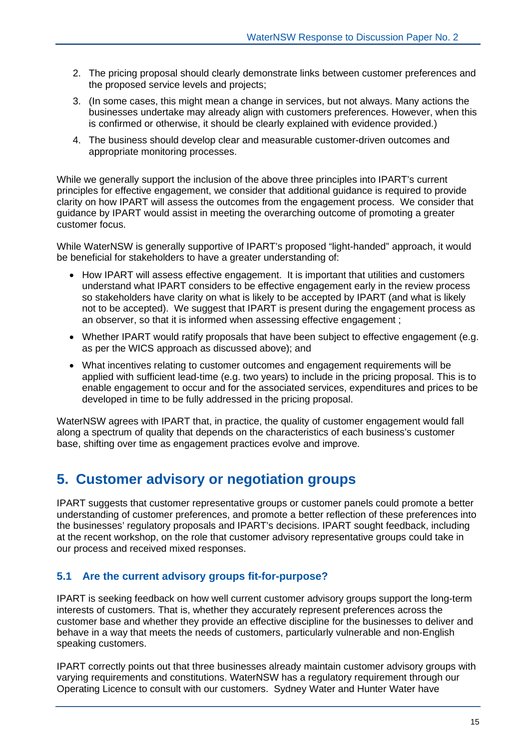2. The pricing proposal should clearly demonstrate links between customer preferences and the proposed service levels and projects;
3. (In some cases, this might mean a change in services, but not always. Many actions the businesses undertake may already align with customers preferences. However, when this is confirmed or otherwise, it should be clearly explained with evidence provided.)
4. The business should develop clear and measurable customer-driven outcomes and appropriate monitoring processes.

While we generally support the inclusion of the above three principles into IPART's current principles for effective engagement, we consider that additional guidance is required to provide clarity on how IPART will assess the outcomes from the engagement process. We consider that guidance by IPART would assist in meeting the overarching outcome of promoting a greater customer focus.

While WaterNSW is generally supportive of IPART's proposed "light-handed" approach, it would be beneficial for stakeholders to have a greater understanding of:

- How IPART will assess effective engagement. It is important that utilities and customers understand what IPART considers to be effective engagement early in the review process so stakeholders have clarity on what is likely to be accepted by IPART (and what is likely not to be accepted). We suggest that IPART is present during the engagement process as an observer, so that it is informed when assessing effective engagement ;
- Whether IPART would ratify proposals that have been subject to effective engagement (e.g. as per the WICS approach as discussed above); and
- What incentives relating to customer outcomes and engagement requirements will be applied with sufficient lead-time (e.g. two years) to include in the pricing proposal. This is to enable engagement to occur and for the associated services, expenditures and prices to be developed in time to be fully addressed in the pricing proposal.

WaterNSW agrees with IPART that, in practice, the quality of customer engagement would fall along a spectrum of quality that depends on the characteristics of each business's customer base, shifting over time as engagement practices evolve and improve.

# 5. Customer advisory or negotiation groups

IPART suggests that customer representative groups or customer panels could promote a better understanding of customer preferences, and promote a better reflection of these preferences into the businesses' regulatory proposals and IPART's decisions. IPART sought feedback, including at the recent workshop, on the role that customer advisory representative groups could take in our process and received mixed responses.

## 5.1 Are the current advisory groups fit-for-purpose?

IPART is seeking feedback on how well current customer advisory groups support the long-term interests of customers. That is, whether they accurately represent preferences across the customer base and whether they provide an effective discipline for the businesses to deliver and behave in a way that meets the needs of customers, particularly vulnerable and non-English speaking customers.

IPART correctly points out that three businesses already maintain customer advisory groups with varying requirements and constitutions. WaterNSW has a regulatory requirement through our Operating Licence to consult with our customers. Sydney Water and Hunter Water have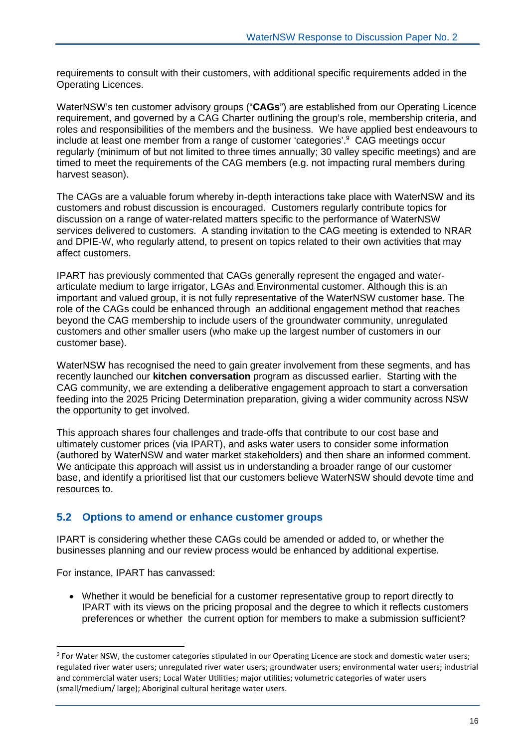requirements to consult with their customers, with additional specific requirements added in the Operating Licences.

WaterNSW's ten customer advisory groups ("**CAGs**") are established from our Operating Licence requirement, and governed by a CAG Charter outlining the group's role, membership criteria, and roles and responsibilities of the members and the business. We have applied best endeavours to include at least one member from a range of customer 'categories'.[9] CAG meetings occur regularly (minimum of but not limited to three times annually; 30 valley specific meetings) and are timed to meet the requirements of the CAG members (e.g. not impacting rural members during harvest season).

The CAGs are a valuable forum whereby in-depth interactions take place with WaterNSW and its customers and robust discussion is encouraged. Customers regularly contribute topics for discussion on a range of water-related matters specific to the performance of WaterNSW services delivered to customers. A standing invitation to the CAG meeting is extended to NRAR and DPIE-W, who regularly attend, to present on topics related to their own activities that may affect customers.

IPART has previously commented that CAGs generally represent the engaged and water-articulate medium to large irrigator, LGAs and Environmental customer. Although this is an important and valued group, it is not fully representative of the WaterNSW customer base. The role of the CAGs could be enhanced through an additional engagement method that reaches beyond the CAG membership to include users of the groundwater community, unregulated customers and other smaller users (who make up the largest number of customers in our customer base).

WaterNSW has recognised the need to gain greater involvement from these segments, and has recently launched our **kitchen conversation** program as discussed earlier. Starting with the CAG community, we are extending a deliberative engagement approach to start a conversation feeding into the 2025 Pricing Determination preparation, giving a wider community across NSW the opportunity to get involved.

This approach shares four challenges and trade-offs that contribute to our cost base and ultimately customer prices (via IPART), and asks water users to consider some information (authored by WaterNSW and water market stakeholders) and then share an informed comment. We anticipate this approach will assist us in understanding a broader range of our customer base, and identify a prioritised list that our customers believe WaterNSW should devote time and resources to.

## 5.2 Options to amend or enhance customer groups

IPART is considering whether these CAGs could be amended or added to, or whether the businesses planning and our review process would be enhanced by additional expertise.

For instance, IPART has canvassed:

- Whether it would be beneficial for a customer representative group to report directly to IPART with its views on the pricing proposal and the degree to which it reflects customers preferences or whether the current option for members to make a submission sufficient?

---

[9] For Water NSW, the customer categories stipulated in our Operating Licence are stock and domestic water users; regulated river water users; unregulated river water users; groundwater users; environmental water users; industrial and commercial water users; Local Water Utilities; major utilities; volumetric categories of water users (small/medium/ large); Aboriginal cultural heritage water users.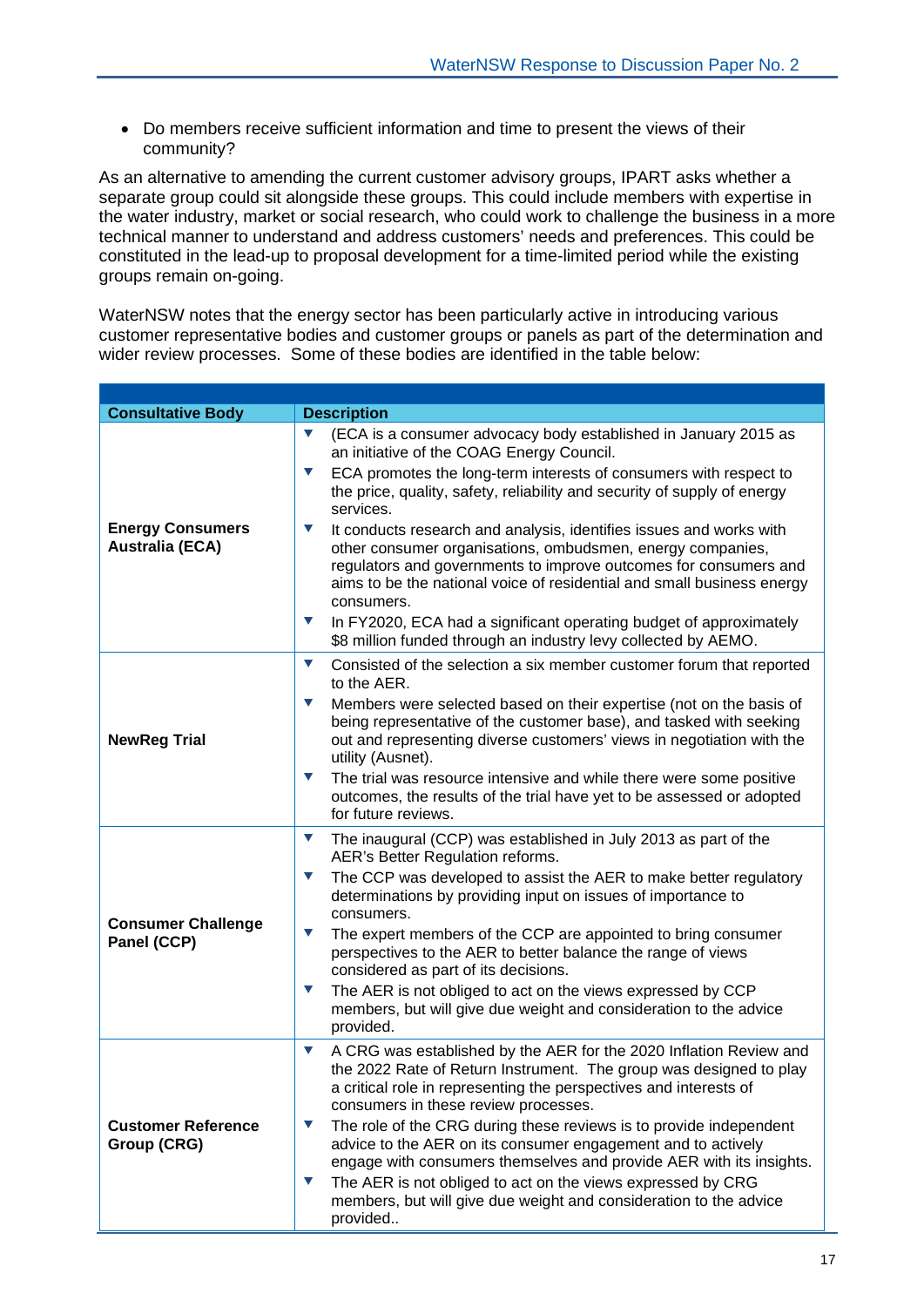- Do members receive sufficient information and time to present the views of their community?

As an alternative to amending the current customer advisory groups, IPART asks whether a separate group could sit alongside these groups. This could include members with expertise in the water industry, market or social research, who could work to challenge the business in a more technical manner to understand and address customers' needs and preferences. This could be constituted in the lead-up to proposal development for a time-limited period while the existing groups remain on-going.

WaterNSW notes that the energy sector has been particularly active in introducing various customer representative bodies and customer groups or panels as part of the determination and wider review processes. Some of these bodies are identified in the table below:

| Consultative Body | Description |
|---|---|
| **Energy Consumers Australia (ECA)** | (ECA is a consumer advocacy body established in January 2015 as an initiative of the COAG Energy Council.<br>ECA promotes the long-term interests of consumers with respect to the price, quality, safety, reliability and security of supply of energy services.<br>It conducts research and analysis, identifies issues and works with other consumer organisations, ombudsmen, energy companies, regulators and governments to improve outcomes for consumers and aims to be the national voice of residential and small business energy consumers.<br>In FY2020, ECA had a significant operating budget of approximately $8 million funded through an industry levy collected by AEMO. |
| **NewReg Trial** | Consisted of the selection a six member customer forum that reported to the AER.<br>Members were selected based on their expertise (not on the basis of being representative of the customer base), and tasked with seeking out and representing diverse customers' views in negotiation with the utility (Ausnet).<br>The trial was resource intensive and while there were some positive outcomes, the results of the trial have yet to be assessed or adopted for future reviews. |
| **Consumer Challenge Panel (CCP)** | The inaugural (CCP) was established in July 2013 as part of the AER's Better Regulation reforms.<br>The CCP was developed to assist the AER to make better regulatory determinations by providing input on issues of importance to consumers.<br>The expert members of the CCP are appointed to bring consumer perspectives to the AER to better balance the range of views considered as part of its decisions.<br>The AER is not obliged to act on the views expressed by CCP members, but will give due weight and consideration to the advice provided. |
| **Customer Reference Group (CRG)** | A CRG was established by the AER for the 2020 Inflation Review and the 2022 Rate of Return Instrument. The group was designed to play a critical role in representing the perspectives and interests of consumers in these review processes.<br>The role of the CRG during these reviews is to provide independent advice to the AER on its consumer engagement and to actively engage with consumers themselves and provide AER with its insights.<br>The AER is not obliged to act on the views expressed by CRG members, but will give due weight and consideration to the advice provided.. |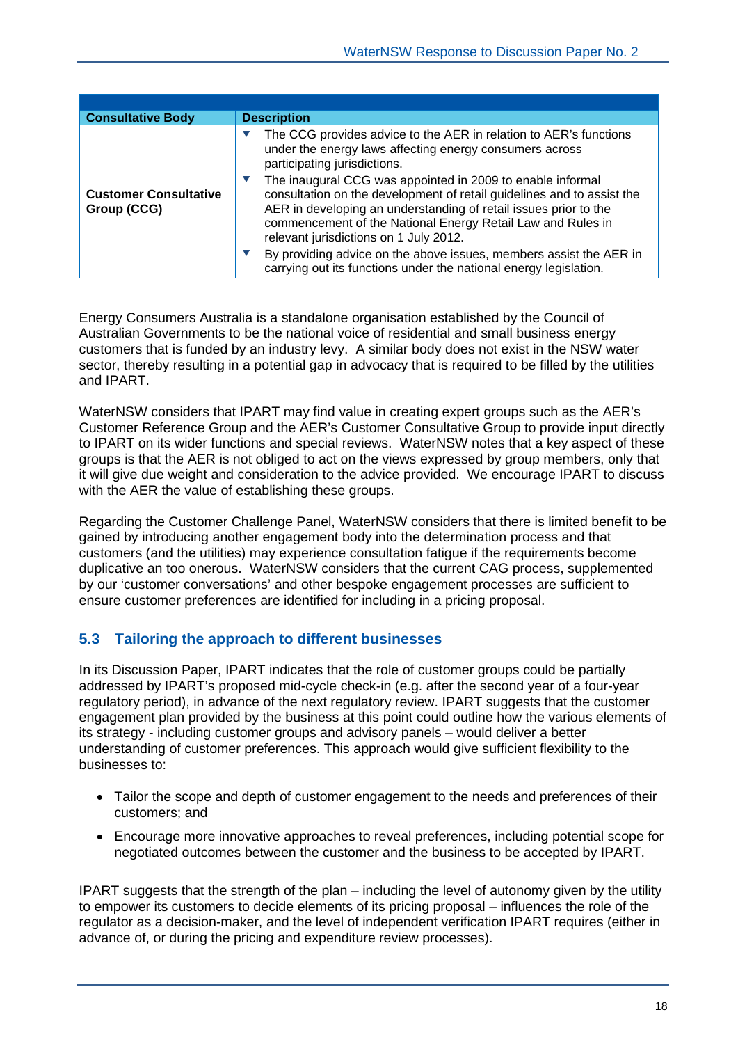| Consultative Body | Description |
|---|---|
| **Customer Consultative Group (CCG)** | ▼ The CCG provides advice to the AER in relation to AER's functions under the energy laws affecting energy consumers across participating jurisdictions.<br>▼ The inaugural CCG was appointed in 2009 to enable informal consultation on the development of retail guidelines and to assist the AER in developing an understanding of retail issues prior to the commencement of the National Energy Retail Law and Rules in relevant jurisdictions on 1 July 2012.<br>▼ By providing advice on the above issues, members assist the AER in carrying out its functions under the national energy legislation. |

Energy Consumers Australia is a standalone organisation established by the Council of Australian Governments to be the national voice of residential and small business energy customers that is funded by an industry levy. A similar body does not exist in the NSW water sector, thereby resulting in a potential gap in advocacy that is required to be filled by the utilities and IPART.

WaterNSW considers that IPART may find value in creating expert groups such as the AER's Customer Reference Group and the AER's Customer Consultative Group to provide input directly to IPART on its wider functions and special reviews. WaterNSW notes that a key aspect of these groups is that the AER is not obliged to act on the views expressed by group members, only that it will give due weight and consideration to the advice provided. We encourage IPART to discuss with the AER the value of establishing these groups.

Regarding the Customer Challenge Panel, WaterNSW considers that there is limited benefit to be gained by introducing another engagement body into the determination process and that customers (and the utilities) may experience consultation fatigue if the requirements become duplicative an too onerous. WaterNSW considers that the current CAG process, supplemented by our 'customer conversations' and other bespoke engagement processes are sufficient to ensure customer preferences are identified for including in a pricing proposal.

## 5.3 Tailoring the approach to different businesses

In its Discussion Paper, IPART indicates that the role of customer groups could be partially addressed by IPART's proposed mid-cycle check-in (e.g. after the second year of a four-year regulatory period), in advance of the next regulatory review. IPART suggests that the customer engagement plan provided by the business at this point could outline how the various elements of its strategy - including customer groups and advisory panels – would deliver a better understanding of customer preferences. This approach would give sufficient flexibility to the businesses to:

- Tailor the scope and depth of customer engagement to the needs and preferences of their customers; and
- Encourage more innovative approaches to reveal preferences, including potential scope for negotiated outcomes between the customer and the business to be accepted by IPART.

IPART suggests that the strength of the plan – including the level of autonomy given by the utility to empower its customers to decide elements of its pricing proposal – influences the role of the regulator as a decision-maker, and the level of independent verification IPART requires (either in advance of, or during the pricing and expenditure review processes).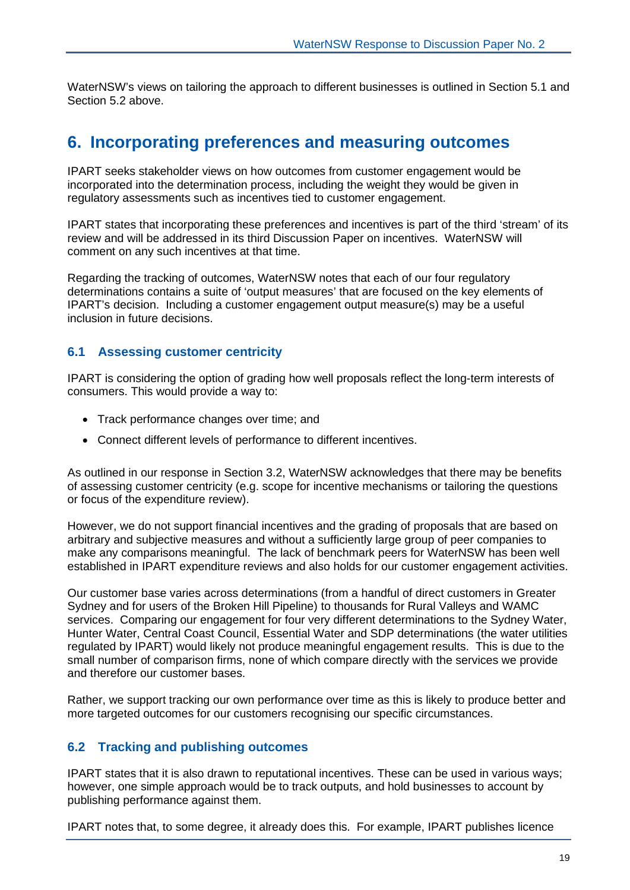WaterNSW's views on tailoring the approach to different businesses is outlined in Section 5.1 and Section 5.2 above.

# 6. Incorporating preferences and measuring outcomes

IPART seeks stakeholder views on how outcomes from customer engagement would be incorporated into the determination process, including the weight they would be given in regulatory assessments such as incentives tied to customer engagement.

IPART states that incorporating these preferences and incentives is part of the third 'stream' of its review and will be addressed in its third Discussion Paper on incentives. WaterNSW will comment on any such incentives at that time.

Regarding the tracking of outcomes, WaterNSW notes that each of our four regulatory determinations contains a suite of 'output measures' that are focused on the key elements of IPART's decision. Including a customer engagement output measure(s) may be a useful inclusion in future decisions.

## 6.1 Assessing customer centricity

IPART is considering the option of grading how well proposals reflect the long-term interests of consumers. This would provide a way to:

- Track performance changes over time; and
- Connect different levels of performance to different incentives.

As outlined in our response in Section 3.2, WaterNSW acknowledges that there may be benefits of assessing customer centricity (e.g. scope for incentive mechanisms or tailoring the questions or focus of the expenditure review).

However, we do not support financial incentives and the grading of proposals that are based on arbitrary and subjective measures and without a sufficiently large group of peer companies to make any comparisons meaningful. The lack of benchmark peers for WaterNSW has been well established in IPART expenditure reviews and also holds for our customer engagement activities.

Our customer base varies across determinations (from a handful of direct customers in Greater Sydney and for users of the Broken Hill Pipeline) to thousands for Rural Valleys and WAMC services. Comparing our engagement for four very different determinations to the Sydney Water, Hunter Water, Central Coast Council, Essential Water and SDP determinations (the water utilities regulated by IPART) would likely not produce meaningful engagement results. This is due to the small number of comparison firms, none of which compare directly with the services we provide and therefore our customer bases.

Rather, we support tracking our own performance over time as this is likely to produce better and more targeted outcomes for our customers recognising our specific circumstances.

## 6.2 Tracking and publishing outcomes

IPART states that it is also drawn to reputational incentives. These can be used in various ways; however, one simple approach would be to track outputs, and hold businesses to account by publishing performance against them.

IPART notes that, to some degree, it already does this. For example, IPART publishes licence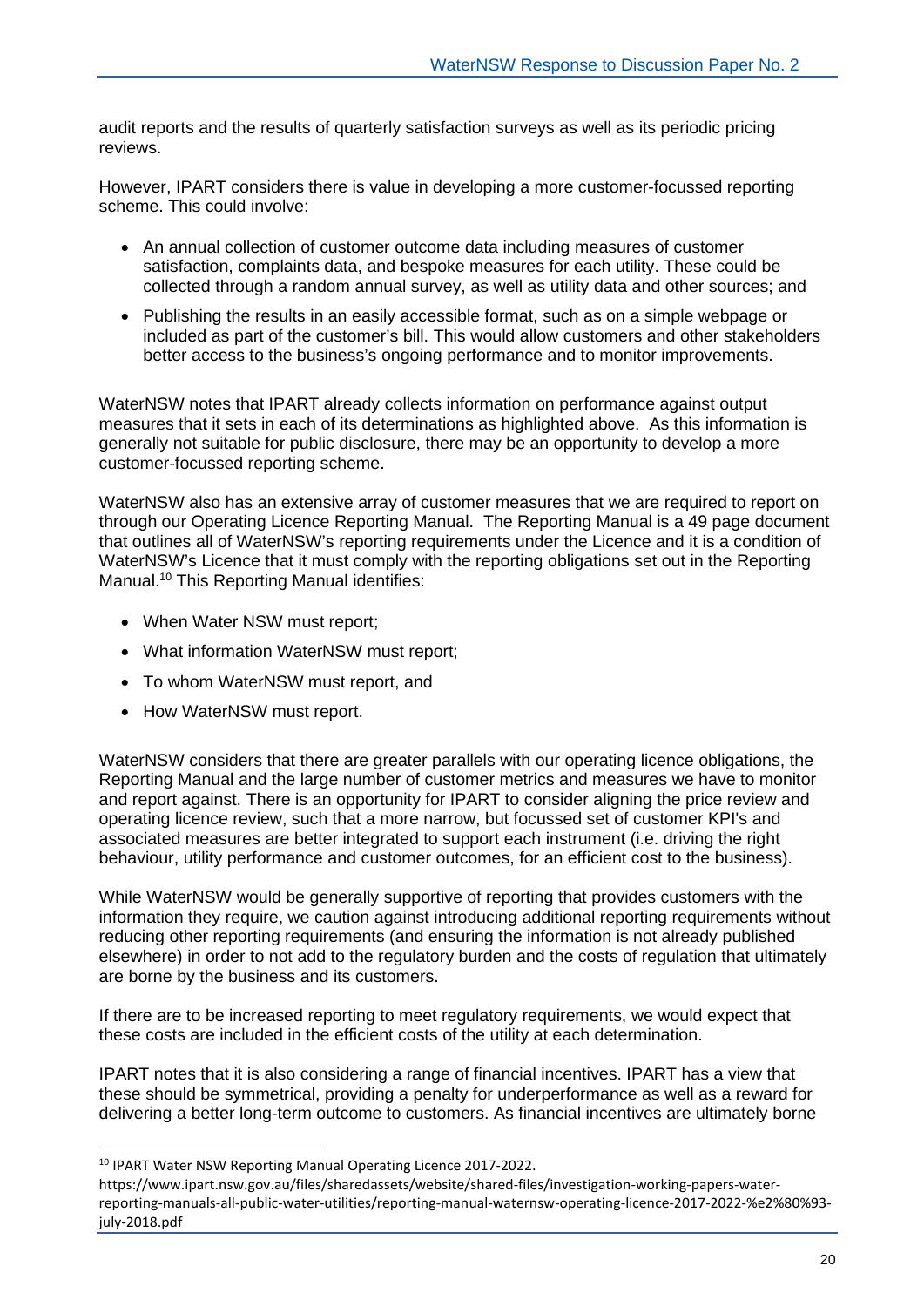audit reports and the results of quarterly satisfaction surveys as well as its periodic pricing reviews.

However, IPART considers there is value in developing a more customer-focussed reporting scheme. This could involve:

- An annual collection of customer outcome data including measures of customer satisfaction, complaints data, and bespoke measures for each utility. These could be collected through a random annual survey, as well as utility data and other sources; and
- Publishing the results in an easily accessible format, such as on a simple webpage or included as part of the customer's bill. This would allow customers and other stakeholders better access to the business's ongoing performance and to monitor improvements.

WaterNSW notes that IPART already collects information on performance against output measures that it sets in each of its determinations as highlighted above. As this information is generally not suitable for public disclosure, there may be an opportunity to develop a more customer-focussed reporting scheme.

WaterNSW also has an extensive array of customer measures that we are required to report on through our Operating Licence Reporting Manual. The Reporting Manual is a 49 page document that outlines all of WaterNSW's reporting requirements under the Licence and it is a condition of WaterNSW's Licence that it must comply with the reporting obligations set out in the Reporting Manual.[10] This Reporting Manual identifies:

- When Water NSW must report;
- What information WaterNSW must report;
- To whom WaterNSW must report, and
- How WaterNSW must report.

WaterNSW considers that there are greater parallels with our operating licence obligations, the Reporting Manual and the large number of customer metrics and measures we have to monitor and report against. There is an opportunity for IPART to consider aligning the price review and operating licence review, such that a more narrow, but focussed set of customer KPI's and associated measures are better integrated to support each instrument (i.e. driving the right behaviour, utility performance and customer outcomes, for an efficient cost to the business).

While WaterNSW would be generally supportive of reporting that provides customers with the information they require, we caution against introducing additional reporting requirements without reducing other reporting requirements (and ensuring the information is not already published elsewhere) in order to not add to the regulatory burden and the costs of regulation that ultimately are borne by the business and its customers.

If there are to be increased reporting to meet regulatory requirements, we would expect that these costs are included in the efficient costs of the utility at each determination.

IPART notes that it is also considering a range of financial incentives. IPART has a view that these should be symmetrical, providing a penalty for underperformance as well as a reward for delivering a better long-term outcome to customers. As financial incentives are ultimately borne

---

[10] IPART Water NSW Reporting Manual Operating Licence 2017-2022.
https://www.ipart.nsw.gov.au/files/sharedassets/website/shared-files/investigation-working-papers-water-reporting-manuals-all-public-water-utilities/reporting-manual-waternsw-operating-licence-2017-2022-%e2%80%93-july-2018.pdf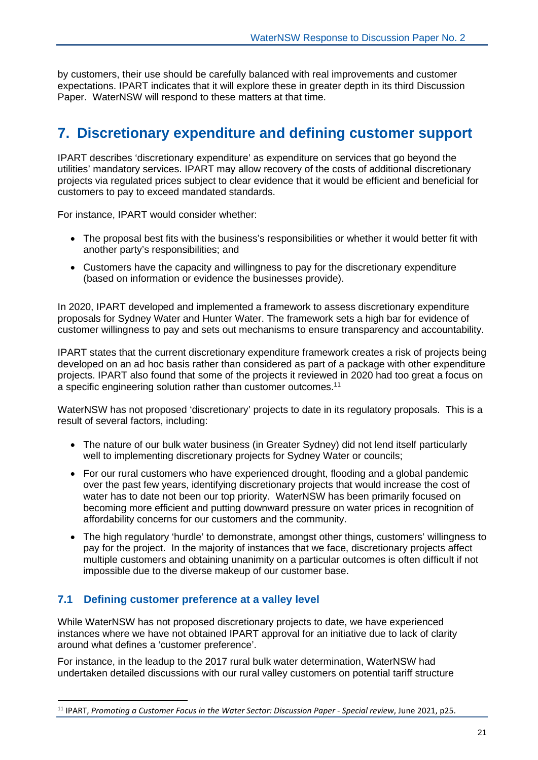by customers, their use should be carefully balanced with real improvements and customer expectations. IPART indicates that it will explore these in greater depth in its third Discussion Paper. WaterNSW will respond to these matters at that time.

# 7. Discretionary expenditure and defining customer support

IPART describes 'discretionary expenditure' as expenditure on services that go beyond the utilities' mandatory services. IPART may allow recovery of the costs of additional discretionary projects via regulated prices subject to clear evidence that it would be efficient and beneficial for customers to pay to exceed mandated standards.

For instance, IPART would consider whether:

- The proposal best fits with the business's responsibilities or whether it would better fit with another party's responsibilities; and
- Customers have the capacity and willingness to pay for the discretionary expenditure (based on information or evidence the businesses provide).

In 2020, IPART developed and implemented a framework to assess discretionary expenditure proposals for Sydney Water and Hunter Water. The framework sets a high bar for evidence of customer willingness to pay and sets out mechanisms to ensure transparency and accountability.

IPART states that the current discretionary expenditure framework creates a risk of projects being developed on an ad hoc basis rather than considered as part of a package with other expenditure projects. IPART also found that some of the projects it reviewed in 2020 had too great a focus on a specific engineering solution rather than customer outcomes.[11]

WaterNSW has not proposed 'discretionary' projects to date in its regulatory proposals. This is a result of several factors, including:

- The nature of our bulk water business (in Greater Sydney) did not lend itself particularly well to implementing discretionary projects for Sydney Water or councils;
- For our rural customers who have experienced drought, flooding and a global pandemic over the past few years, identifying discretionary projects that would increase the cost of water has to date not been our top priority. WaterNSW has been primarily focused on becoming more efficient and putting downward pressure on water prices in recognition of affordability concerns for our customers and the community.
- The high regulatory 'hurdle' to demonstrate, amongst other things, customers' willingness to pay for the project. In the majority of instances that we face, discretionary projects affect multiple customers and obtaining unanimity on a particular outcomes is often difficult if not impossible due to the diverse makeup of our customer base.

## 7.1 Defining customer preference at a valley level

While WaterNSW has not proposed discretionary projects to date, we have experienced instances where we have not obtained IPART approval for an initiative due to lack of clarity around what defines a 'customer preference'.

For instance, in the leadup to the 2017 rural bulk water determination, WaterNSW had undertaken detailed discussions with our rural valley customers on potential tariff structure

[11] IPART, *Promoting a Customer Focus in the Water Sector: Discussion Paper - Special review*, June 2021, p25.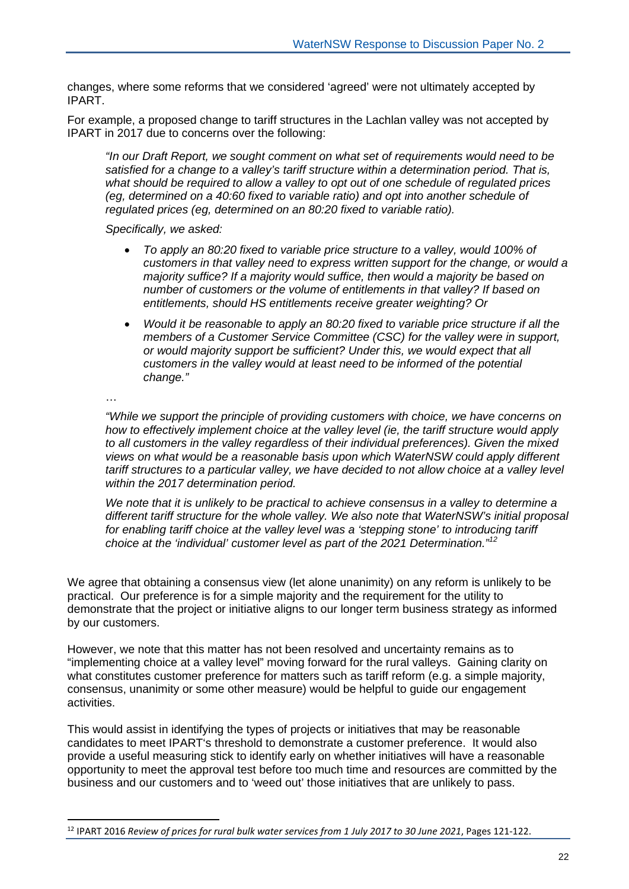changes, where some reforms that we considered 'agreed' were not ultimately accepted by IPART.

For example, a proposed change to tariff structures in the Lachlan valley was not accepted by IPART in 2017 due to concerns over the following:

> *"In our Draft Report, we sought comment on what set of requirements would need to be satisfied for a change to a valley's tariff structure within a determination period. That is, what should be required to allow a valley to opt out of one schedule of regulated prices (eg, determined on a 40:60 fixed to variable ratio) and opt into another schedule of regulated prices (eg, determined on an 80:20 fixed to variable ratio).*
>
> *Specifically, we asked:*
>
> - *To apply an 80:20 fixed to variable price structure to a valley, would 100% of customers in that valley need to express written support for the change, or would a majority suffice? If a majority would suffice, then would a majority be based on number of customers or the volume of entitlements in that valley? If based on entitlements, should HS entitlements receive greater weighting? Or*
> - *Would it be reasonable to apply an 80:20 fixed to variable price structure if all the members of a Customer Service Committee (CSC) for the valley were in support, or would majority support be sufficient? Under this, we would expect that all customers in the valley would at least need to be informed of the potential change."*
>
> …
>
> *"While we support the principle of providing customers with choice, we have concerns on how to effectively implement choice at the valley level (ie, the tariff structure would apply to all customers in the valley regardless of their individual preferences). Given the mixed views on what would be a reasonable basis upon which WaterNSW could apply different tariff structures to a particular valley, we have decided to not allow choice at a valley level within the 2017 determination period.*
>
> *We note that it is unlikely to be practical to achieve consensus in a valley to determine a different tariff structure for the whole valley. We also note that WaterNSW's initial proposal for enabling tariff choice at the valley level was a 'stepping stone' to introducing tariff choice at the 'individual' customer level as part of the 2021 Determination."*[12]

We agree that obtaining a consensus view (let alone unanimity) on any reform is unlikely to be practical. Our preference is for a simple majority and the requirement for the utility to demonstrate that the project or initiative aligns to our longer term business strategy as informed by our customers.

However, we note that this matter has not been resolved and uncertainty remains as to "implementing choice at a valley level" moving forward for the rural valleys. Gaining clarity on what constitutes customer preference for matters such as tariff reform (e.g. a simple majority, consensus, unanimity or some other measure) would be helpful to guide our engagement activities.

This would assist in identifying the types of projects or initiatives that may be reasonable candidates to meet IPART's threshold to demonstrate a customer preference. It would also provide a useful measuring stick to identify early on whether initiatives will have a reasonable opportunity to meet the approval test before too much time and resources are committed by the business and our customers and to 'weed out' those initiatives that are unlikely to pass.

---

[12] IPART 2016 *Review of prices for rural bulk water services from 1 July 2017 to 30 June 2021*, Pages 121-122.